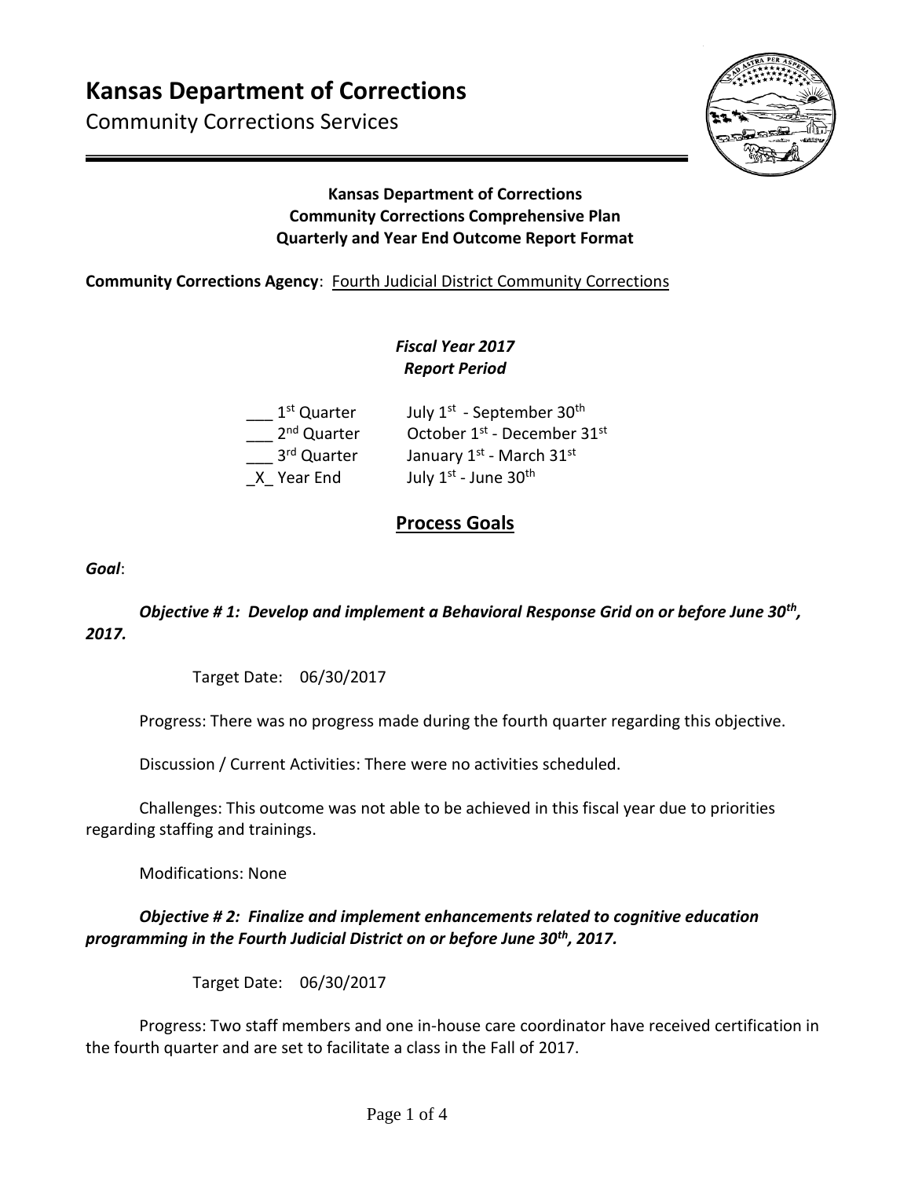# Kansas Department of Corrections

Community Corrections Services

**Kansas Department of Corrections**
**Community Corrections Comprehensive Plan**
**Quarterly and Year End Outcome Report Format**

**Community Corrections Agency**: Fourth Judicial District Community Corrections

***Fiscal Year 2017***
***Report Period***

___ 1st Quarter    July 1st - September 30th
___ 2nd Quarter    October 1st - December 31st
___ 3rd Quarter    January 1st - March 31st
_X_ Year End    July 1st - June 30th

## Process Goals

***Goal***:

***Objective # 1: Develop and implement a Behavioral Response Grid on or before June 30th, 2017.***

Target Date: 06/30/2017

Progress: There was no progress made during the fourth quarter regarding this objective.

Discussion / Current Activities: There were no activities scheduled.

Challenges: This outcome was not able to be achieved in this fiscal year due to priorities regarding staffing and trainings.

Modifications: None

***Objective # 2: Finalize and implement enhancements related to cognitive education programming in the Fourth Judicial District on or before June 30th, 2017.***

Target Date: 06/30/2017

Progress: Two staff members and one in-house care coordinator have received certification in the fourth quarter and are set to facilitate a class in the Fall of 2017.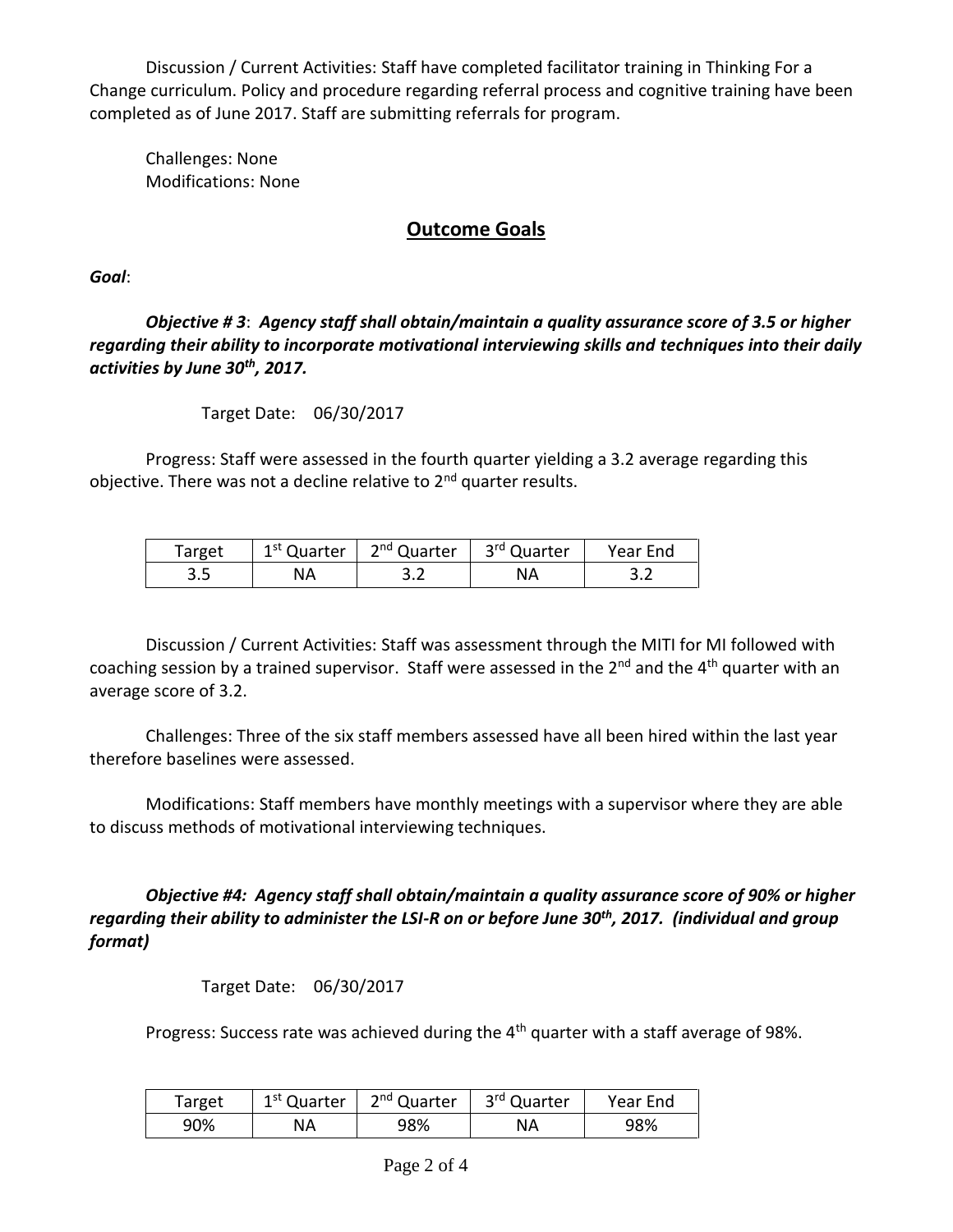Discussion / Current Activities: Staff have completed facilitator training in Thinking For a Change curriculum. Policy and procedure regarding referral process and cognitive training have been completed as of June 2017. Staff are submitting referrals for program.

Challenges: None
Modifications: None

## Outcome Goals

***Goal***:

***Objective # 3**: Agency staff shall obtain/maintain a quality assurance score of 3.5 or higher regarding their ability to incorporate motivational interviewing skills and techniques into their daily activities by June 30th, 2017.*

Target Date: 06/30/2017

Progress: Staff were assessed in the fourth quarter yielding a 3.2 average regarding this objective. There was not a decline relative to 2nd quarter results.

| Target | 1st Quarter | 2nd Quarter | 3rd Quarter | Year End |
|---|---|---|---|---|
| 3.5 | NA | 3.2 | NA | 3.2 |

Discussion / Current Activities: Staff was assessment through the MITI for MI followed with coaching session by a trained supervisor. Staff were assessed in the 2nd and the 4th quarter with an average score of 3.2.

Challenges: Three of the six staff members assessed have all been hired within the last year therefore baselines were assessed.

Modifications: Staff members have monthly meetings with a supervisor where they are able to discuss methods of motivational interviewing techniques.

***Objective #4: Agency staff shall obtain/maintain a quality assurance score of 90% or higher regarding their ability to administer the LSI-R on or before June 30th, 2017. (individual and group format)***

Target Date: 06/30/2017

Progress: Success rate was achieved during the 4th quarter with a staff average of 98%.

| Target | 1st Quarter | 2nd Quarter | 3rd Quarter | Year End |
|---|---|---|---|---|
| 90% | NA | 98% | NA | 98% |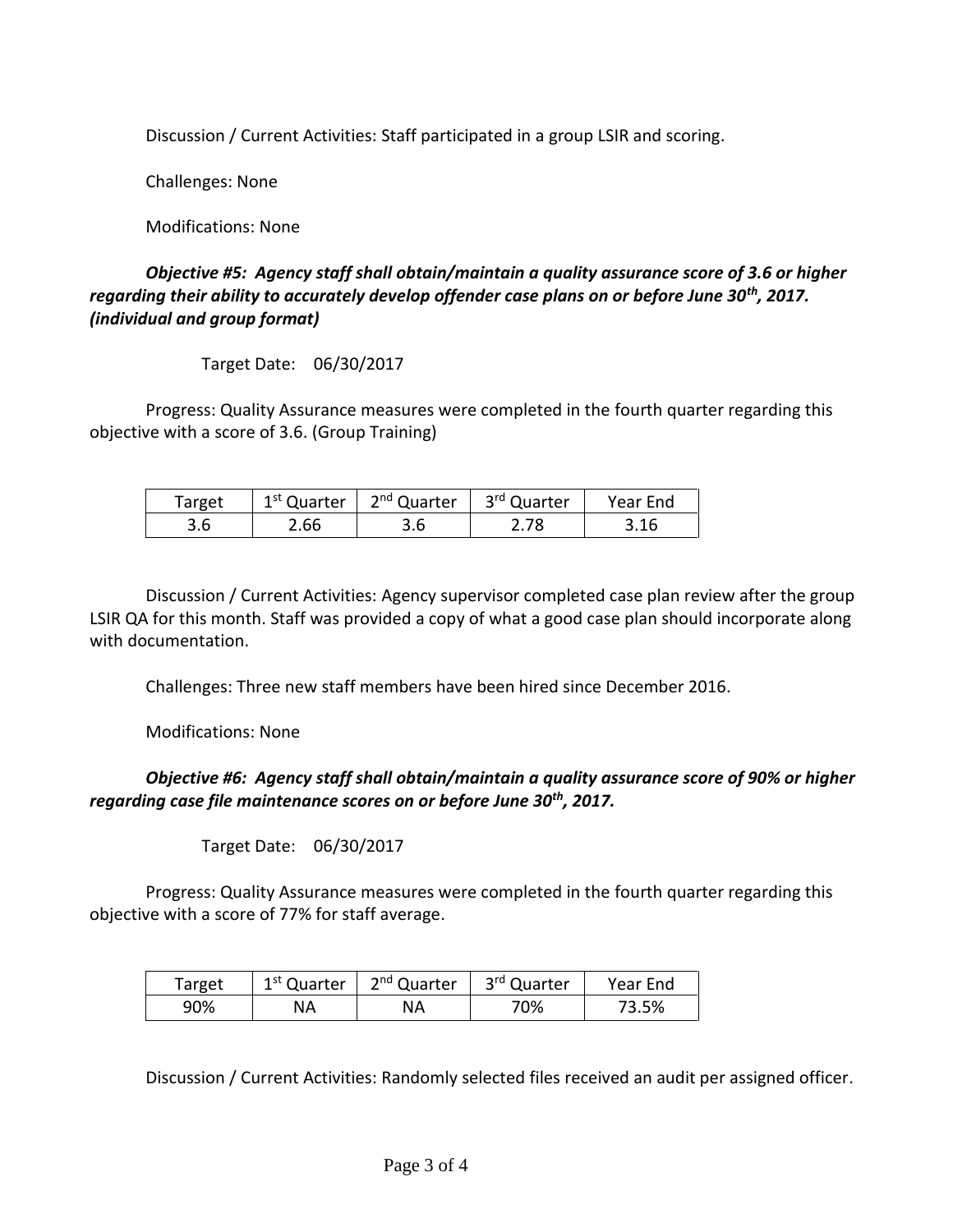Discussion / Current Activities: Staff participated in a group LSIR and scoring.

Challenges: None

Modifications: None

***Objective #5: Agency staff shall obtain/maintain a quality assurance score of 3.6 or higher regarding their ability to accurately develop offender case plans on or before June 30th, 2017. (individual and group format)***

Target Date: 06/30/2017

Progress: Quality Assurance measures were completed in the fourth quarter regarding this objective with a score of 3.6. (Group Training)

| Target | 1st Quarter | 2nd Quarter | 3rd Quarter | Year End |
|---|---|---|---|---|
| 3.6 | 2.66 | 3.6 | 2.78 | 3.16 |

Discussion / Current Activities: Agency supervisor completed case plan review after the group LSIR QA for this month. Staff was provided a copy of what a good case plan should incorporate along with documentation.

Challenges: Three new staff members have been hired since December 2016.

Modifications: None

***Objective #6: Agency staff shall obtain/maintain a quality assurance score of 90% or higher regarding case file maintenance scores on or before June 30th, 2017.***

Target Date: 06/30/2017

Progress: Quality Assurance measures were completed in the fourth quarter regarding this objective with a score of 77% for staff average.

| Target | 1st Quarter | 2nd Quarter | 3rd Quarter | Year End |
|---|---|---|---|---|
| 90% | NA | NA | 70% | 73.5% |

Discussion / Current Activities: Randomly selected files received an audit per assigned officer.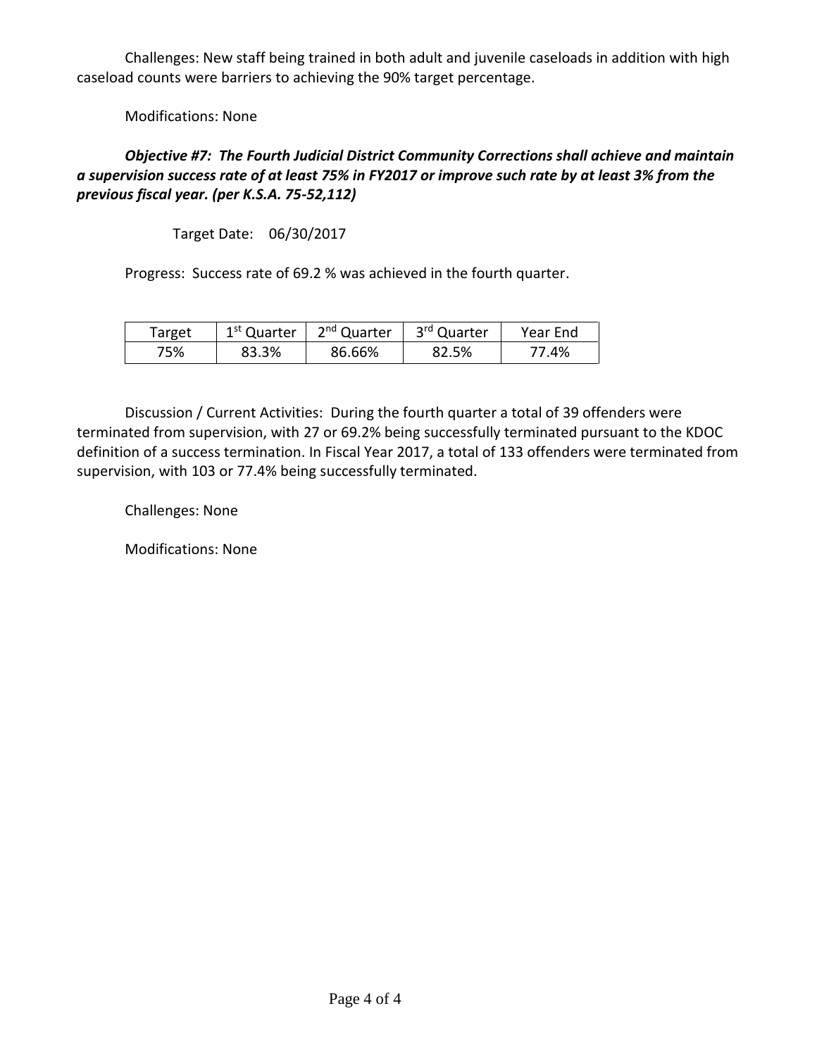Challenges: New staff being trained in both adult and juvenile caseloads in addition with high caseload counts were barriers to achieving the 90% target percentage.

Modifications: None

***Objective #7: The Fourth Judicial District Community Corrections shall achieve and maintain a supervision success rate of at least 75% in FY2017 or improve such rate by at least 3% from the previous fiscal year. (per K.S.A. 75-52,112)***

Target Date: 06/30/2017

Progress: Success rate of 69.2 % was achieved in the fourth quarter.

| Target | 1st Quarter | 2nd Quarter | 3rd Quarter | Year End |
|---|---|---|---|---|
| 75% | 83.3% | 86.66% | 82.5% | 77.4% |

Discussion / Current Activities: During the fourth quarter a total of 39 offenders were terminated from supervision, with 27 or 69.2% being successfully terminated pursuant to the KDOC definition of a success termination. In Fiscal Year 2017, a total of 133 offenders were terminated from supervision, with 103 or 77.4% being successfully terminated.

Challenges: None

Modifications: None